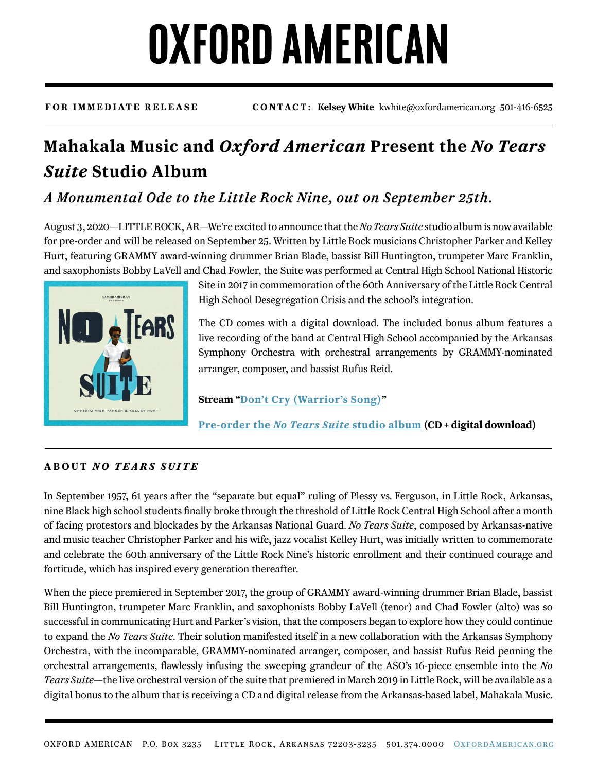# OXFORD AMERICAN

**FOR IMMEDIATE RELEASE** **CONTACT: Kelsey White** kwhite@oxfordamerican.org 501-416-6525

## Mahakala Music and *Oxford American* Present the *No Tears Suite* Studio Album

### *A Monumental Ode to the Little Rock Nine, out on September 25th.*

August 3, 2020—LITTLE ROCK, AR—We're excited to announce that the *No Tears Suite* studio album is now available for pre-order and will be released on September 25. Written by Little Rock musicians Christopher Parker and Kelley Hurt, featuring GRAMMY award-winning drummer Brian Blade, bassist Bill Huntington, trumpeter Marc Franklin, and saxophonists Bobby LaVell and Chad Fowler, the Suite was performed at Central High School National Historic Site in 2017 in commemoration of the 60th Anniversary of the Little Rock Central High School Desegregation Crisis and the school's integration.

The CD comes with a digital download. The included bonus album features a live recording of the band at Central High School accompanied by the Arkansas Symphony Orchestra with orchestral arrangements by GRAMMY-nominated arranger, composer, and bassist Rufus Reid.

**Stream "Don't Cry (Warrior's Song)"**

**Pre-order the *No Tears Suite* studio album (CD + digital download)**

---

**ABOUT *NO TEARS SUITE***

In September 1957, 61 years after the "separate but equal" ruling of Plessy vs. Ferguson, in Little Rock, Arkansas, nine Black high school students finally broke through the threshold of Little Rock Central High School after a month of facing protestors and blockades by the Arkansas National Guard. *No Tears Suite*, composed by Arkansas-native and music teacher Christopher Parker and his wife, jazz vocalist Kelley Hurt, was initially written to commemorate and celebrate the 60th anniversary of the Little Rock Nine's historic enrollment and their continued courage and fortitude, which has inspired every generation thereafter.

When the piece premiered in September 2017, the group of GRAMMY award-winning drummer Brian Blade, bassist Bill Huntington, trumpeter Marc Franklin, and saxophonists Bobby LaVell (tenor) and Chad Fowler (alto) was so successful in communicating Hurt and Parker's vision, that the composers began to explore how they could continue to expand the *No Tears Suite*. Their solution manifested itself in a new collaboration with the Arkansas Symphony Orchestra, with the incomparable, GRAMMY-nominated arranger, composer, and bassist Rufus Reid penning the orchestral arrangements, flawlessly infusing the sweeping grandeur of the ASO's 16-piece ensemble into the *No Tears Suite*—the live orchestral version of the suite that premiered in March 2019 in Little Rock, will be available as a digital bonus to the album that is receiving a CD and digital release from the Arkansas-based label, Mahakala Music.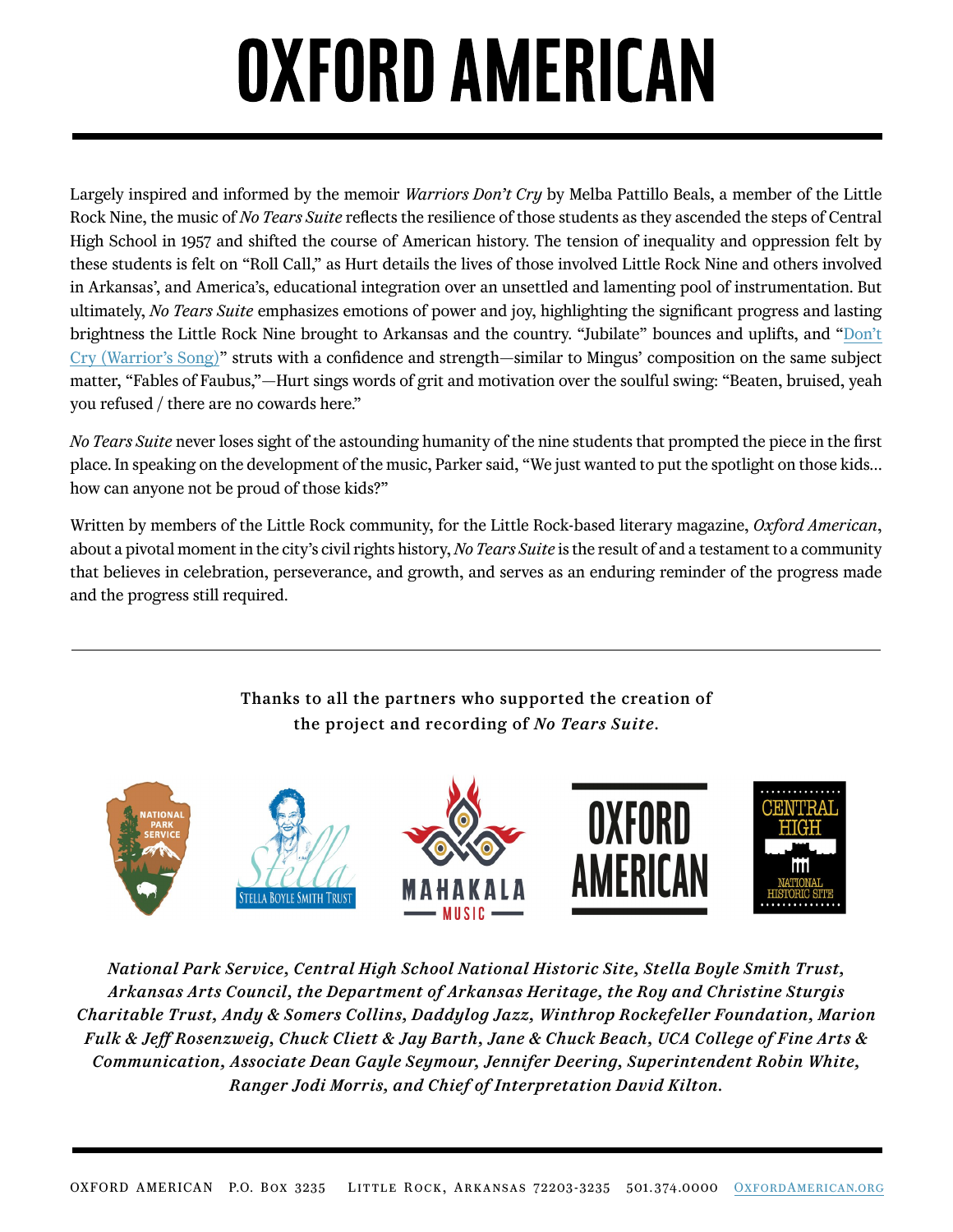# OXFORD AMERICAN

Largely inspired and informed by the memoir *Warriors Don't Cry* by Melba Pattillo Beals, a member of the Little Rock Nine, the music of *No Tears Suite* reflects the resilience of those students as they ascended the steps of Central High School in 1957 and shifted the course of American history. The tension of inequality and oppression felt by these students is felt on "Roll Call," as Hurt details the lives of those involved Little Rock Nine and others involved in Arkansas', and America's, educational integration over an unsettled and lamenting pool of instrumentation. But ultimately, *No Tears Suite* emphasizes emotions of power and joy, highlighting the significant progress and lasting brightness the Little Rock Nine brought to Arkansas and the country. "Jubilate" bounces and uplifts, and "[Don't Cry (Warrior's Song)]" struts with a confidence and strength—similar to Mingus' composition on the same subject matter, "Fables of Faubus,"—Hurt sings words of grit and motivation over the soulful swing: "Beaten, bruised, yeah you refused / there are no cowards here."

*No Tears Suite* never loses sight of the astounding humanity of the nine students that prompted the piece in the first place. In speaking on the development of the music, Parker said, "We just wanted to put the spotlight on those kids… how can anyone not be proud of those kids?"

Written by members of the Little Rock community, for the Little Rock-based literary magazine, *Oxford American*, about a pivotal moment in the city's civil rights history, *No Tears Suite* is the result of and a testament to a community that believes in celebration, perseverance, and growth, and serves as an enduring reminder of the progress made and the progress still required.

---

**Thanks to all the partners who supported the creation of the project and recording of *No Tears Suite*.**

NATIONAL PARK SERVICE

Stella — STELLA BOYLE SMITH TRUST

MAHAKALA MUSIC

OXFORD AMERICAN

CENTRAL HIGH — NATIONAL HISTORIC SITE

*National Park Service, Central High School National Historic Site, Stella Boyle Smith Trust, Arkansas Arts Council, the Department of Arkansas Heritage, the Roy and Christine Sturgis Charitable Trust, Andy & Somers Collins, Daddylog Jazz, Winthrop Rockefeller Foundation, Marion Fulk & Jeff Rosenzweig, Chuck Cliett & Jay Barth, Jane & Chuck Beach, UCA College of Fine Arts & Communication, Associate Dean Gayle Seymour, Jennifer Deering, Superintendent Robin White, Ranger Jodi Morris, and Chief of Interpretation David Kilton.*

OXFORD AMERICAN P.O. Box 3235 Little Rock, Arkansas 72203-3235 501.374.0000 OxfordAmerican.org